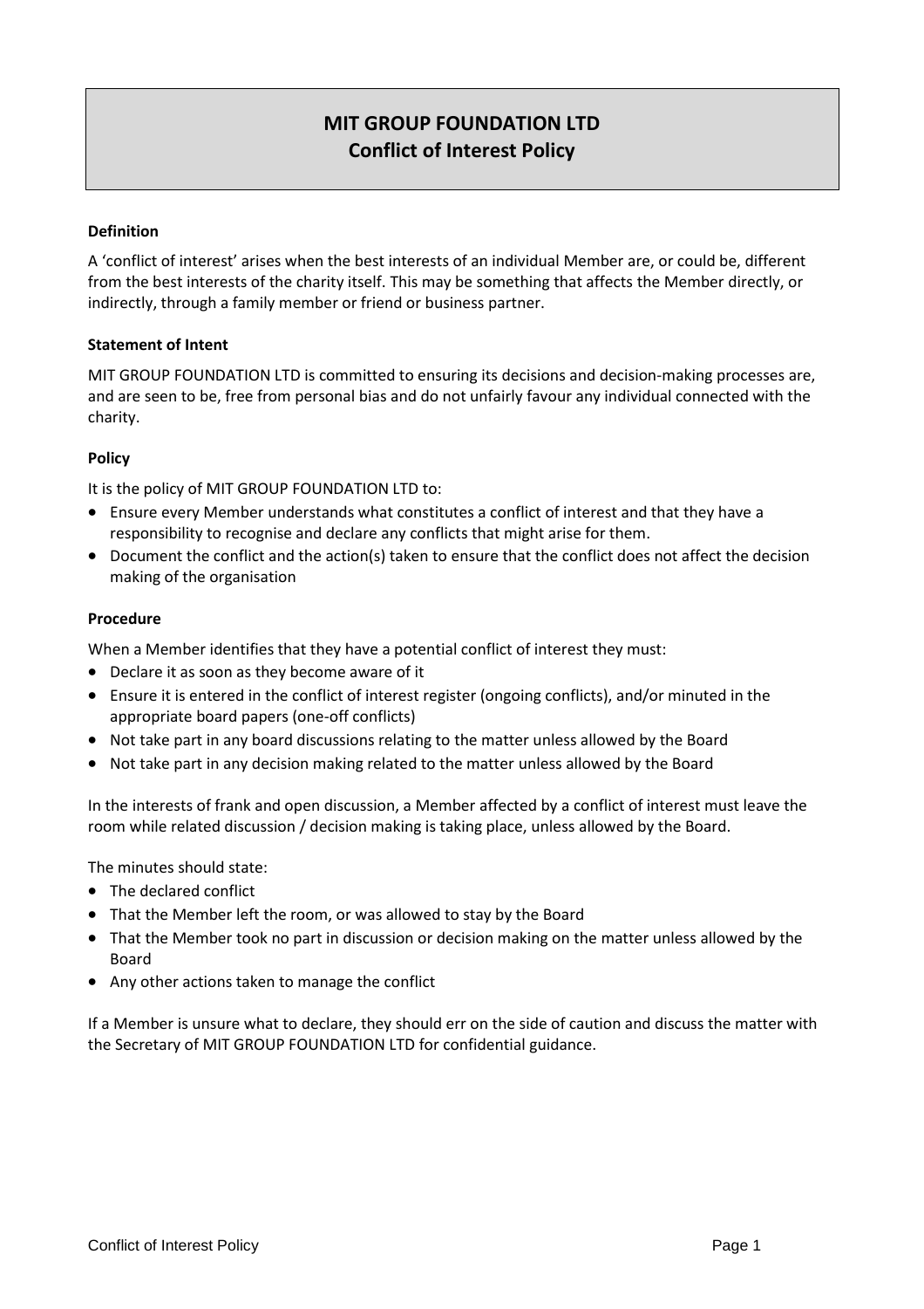# MIT GROUP FOUNDATION LTD
## Conflict of Interest Policy

**Definition**

A 'conflict of interest' arises when the best interests of an individual Member are, or could be, different from the best interests of the charity itself. This may be something that affects the Member directly, or indirectly, through a family member or friend or business partner.

**Statement of Intent**

MIT GROUP FOUNDATION LTD is committed to ensuring its decisions and decision-making processes are, and are seen to be, free from personal bias and do not unfairly favour any individual connected with the charity.

**Policy**

It is the policy of MIT GROUP FOUNDATION LTD to:

- Ensure every Member understands what constitutes a conflict of interest and that they have a responsibility to recognise and declare any conflicts that might arise for them.
- Document the conflict and the action(s) taken to ensure that the conflict does not affect the decision making of the organisation

**Procedure**

When a Member identifies that they have a potential conflict of interest they must:

- Declare it as soon as they become aware of it
- Ensure it is entered in the conflict of interest register (ongoing conflicts), and/or minuted in the appropriate board papers (one-off conflicts)
- Not take part in any board discussions relating to the matter unless allowed by the Board
- Not take part in any decision making related to the matter unless allowed by the Board

In the interests of frank and open discussion, a Member affected by a conflict of interest must leave the room while related discussion / decision making is taking place, unless allowed by the Board.

The minutes should state:

- The declared conflict
- That the Member left the room, or was allowed to stay by the Board
- That the Member took no part in discussion or decision making on the matter unless allowed by the Board
- Any other actions taken to manage the conflict

If a Member is unsure what to declare, they should err on the side of caution and discuss the matter with the Secretary of MIT GROUP FOUNDATION LTD for confidential guidance.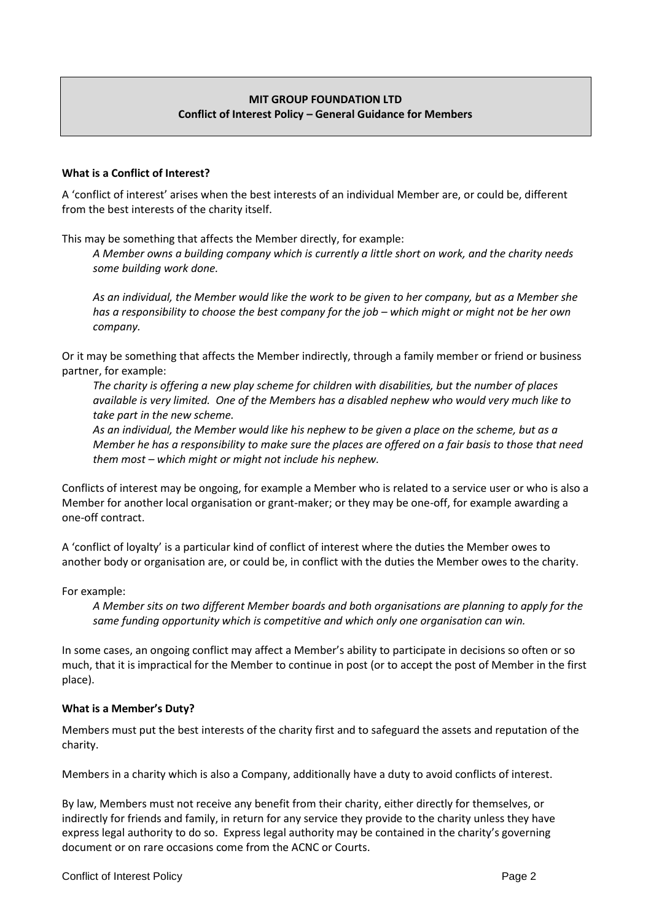**MIT GROUP FOUNDATION LTD**
**Conflict of Interest Policy – General Guidance for Members**

### What is a Conflict of Interest?

A 'conflict of interest' arises when the best interests of an individual Member are, or could be, different from the best interests of the charity itself.

This may be something that affects the Member directly, for example:

> *A Member owns a building company which is currently a little short on work, and the charity needs some building work done.*
>
> *As an individual, the Member would like the work to be given to her company, but as a Member she has a responsibility to choose the best company for the job – which might or might not be her own company.*

Or it may be something that affects the Member indirectly, through a family member or friend or business partner, for example:

> *The charity is offering a new play scheme for children with disabilities, but the number of places available is very limited. One of the Members has a disabled nephew who would very much like to take part in the new scheme.*
> *As an individual, the Member would like his nephew to be given a place on the scheme, but as a Member he has a responsibility to make sure the places are offered on a fair basis to those that need them most – which might or might not include his nephew.*

Conflicts of interest may be ongoing, for example a Member who is related to a service user or who is also a Member for another local organisation or grant-maker; or they may be one-off, for example awarding a one-off contract.

A 'conflict of loyalty' is a particular kind of conflict of interest where the duties the Member owes to another body or organisation are, or could be, in conflict with the duties the Member owes to the charity.

For example:

> *A Member sits on two different Member boards and both organisations are planning to apply for the same funding opportunity which is competitive and which only one organisation can win.*

In some cases, an ongoing conflict may affect a Member's ability to participate in decisions so often or so much, that it is impractical for the Member to continue in post (or to accept the post of Member in the first place).

### What is a Member's Duty?

Members must put the best interests of the charity first and to safeguard the assets and reputation of the charity.

Members in a charity which is also a Company, additionally have a duty to avoid conflicts of interest.

By law, Members must not receive any benefit from their charity, either directly for themselves, or indirectly for friends and family, in return for any service they provide to the charity unless they have express legal authority to do so. Express legal authority may be contained in the charity's governing document or on rare occasions come from the ACNC or Courts.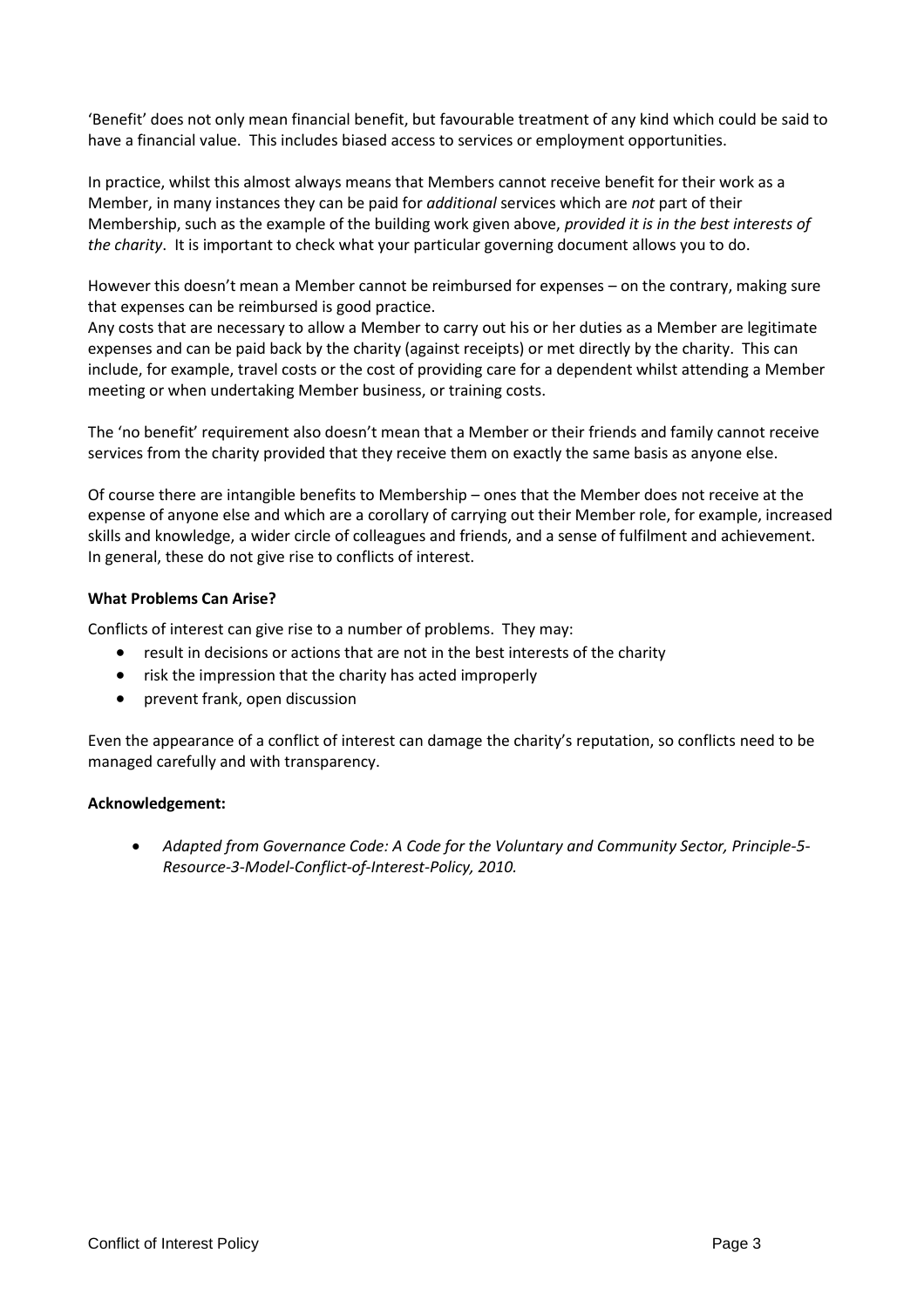'Benefit' does not only mean financial benefit, but favourable treatment of any kind which could be said to have a financial value. This includes biased access to services or employment opportunities.

In practice, whilst this almost always means that Members cannot receive benefit for their work as a Member, in many instances they can be paid for *additional* services which are *not* part of their Membership, such as the example of the building work given above, *provided it is in the best interests of the charity*. It is important to check what your particular governing document allows you to do.

However this doesn't mean a Member cannot be reimbursed for expenses – on the contrary, making sure that expenses can be reimbursed is good practice.
Any costs that are necessary to allow a Member to carry out his or her duties as a Member are legitimate expenses and can be paid back by the charity (against receipts) or met directly by the charity. This can include, for example, travel costs or the cost of providing care for a dependent whilst attending a Member meeting or when undertaking Member business, or training costs.

The 'no benefit' requirement also doesn't mean that a Member or their friends and family cannot receive services from the charity provided that they receive them on exactly the same basis as anyone else.

Of course there are intangible benefits to Membership – ones that the Member does not receive at the expense of anyone else and which are a corollary of carrying out their Member role, for example, increased skills and knowledge, a wider circle of colleagues and friends, and a sense of fulfilment and achievement. In general, these do not give rise to conflicts of interest.

**What Problems Can Arise?**

Conflicts of interest can give rise to a number of problems. They may:

- result in decisions or actions that are not in the best interests of the charity
- risk the impression that the charity has acted improperly
- prevent frank, open discussion

Even the appearance of a conflict of interest can damage the charity's reputation, so conflicts need to be managed carefully and with transparency.

**Acknowledgement:**

- *Adapted from Governance Code: A Code for the Voluntary and Community Sector, Principle-5-Resource-3-Model-Conflict-of-Interest-Policy, 2010.*